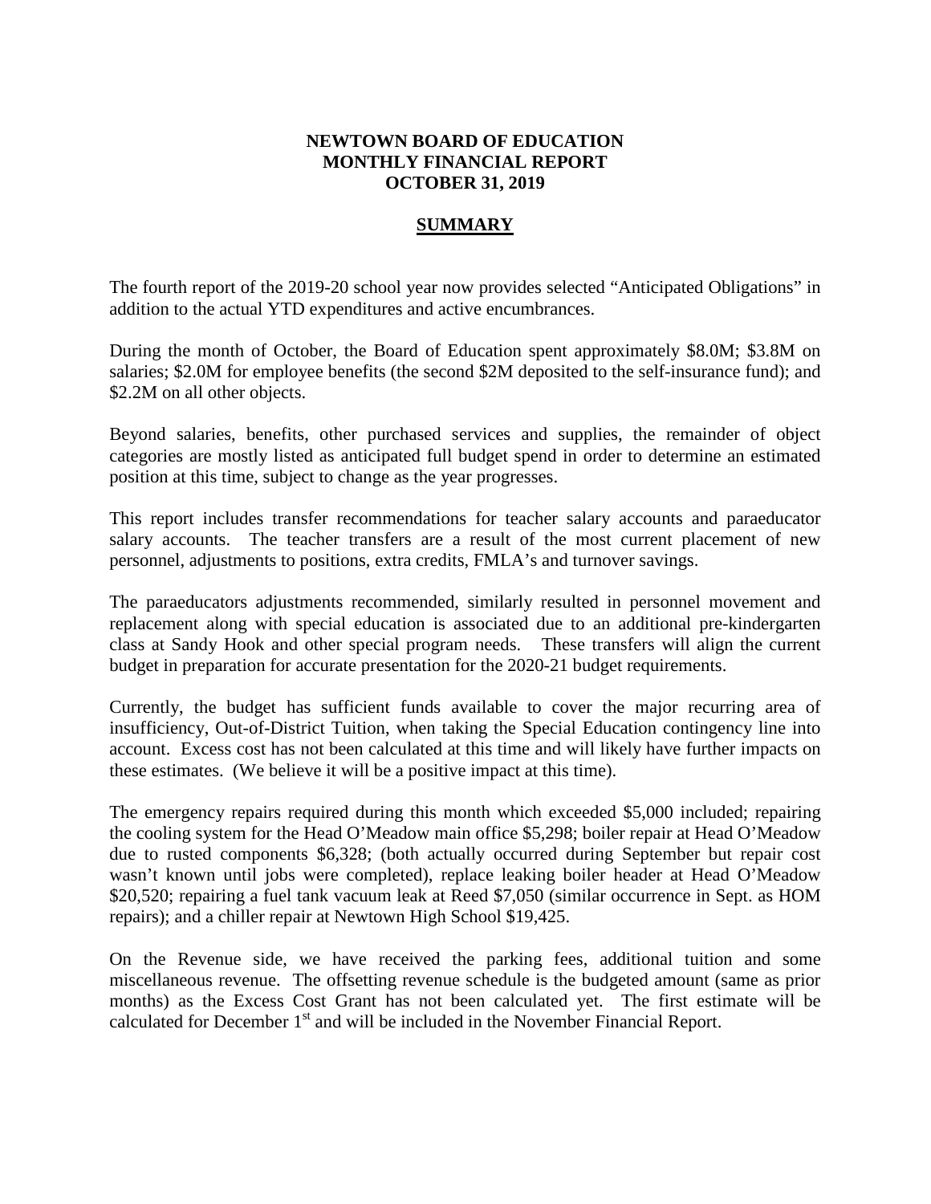# NEWTOWN BOARD OF EDUCATION
# MONTHLY FINANCIAL REPORT
# OCTOBER 31, 2019

## SUMMARY

The fourth report of the 2019-20 school year now provides selected "Anticipated Obligations" in addition to the actual YTD expenditures and active encumbrances.

During the month of October, the Board of Education spent approximately $8.0M; $3.8M on salaries; $2.0M for employee benefits (the second $2M deposited to the self-insurance fund); and $2.2M on all other objects.

Beyond salaries, benefits, other purchased services and supplies, the remainder of object categories are mostly listed as anticipated full budget spend in order to determine an estimated position at this time, subject to change as the year progresses.

This report includes transfer recommendations for teacher salary accounts and paraeducator salary accounts. The teacher transfers are a result of the most current placement of new personnel, adjustments to positions, extra credits, FMLA's and turnover savings.

The paraeducators adjustments recommended, similarly resulted in personnel movement and replacement along with special education is associated due to an additional pre-kindergarten class at Sandy Hook and other special program needs. These transfers will align the current budget in preparation for accurate presentation for the 2020-21 budget requirements.

Currently, the budget has sufficient funds available to cover the major recurring area of insufficiency, Out-of-District Tuition, when taking the Special Education contingency line into account. Excess cost has not been calculated at this time and will likely have further impacts on these estimates. (We believe it will be a positive impact at this time).

The emergency repairs required during this month which exceeded $5,000 included; repairing the cooling system for the Head O'Meadow main office $5,298; boiler repair at Head O'Meadow due to rusted components $6,328; (both actually occurred during September but repair cost wasn't known until jobs were completed), replace leaking boiler header at Head O'Meadow $20,520; repairing a fuel tank vacuum leak at Reed $7,050 (similar occurrence in Sept. as HOM repairs); and a chiller repair at Newtown High School $19,425.

On the Revenue side, we have received the parking fees, additional tuition and some miscellaneous revenue. The offsetting revenue schedule is the budgeted amount (same as prior months) as the Excess Cost Grant has not been calculated yet. The first estimate will be calculated for December 1st and will be included in the November Financial Report.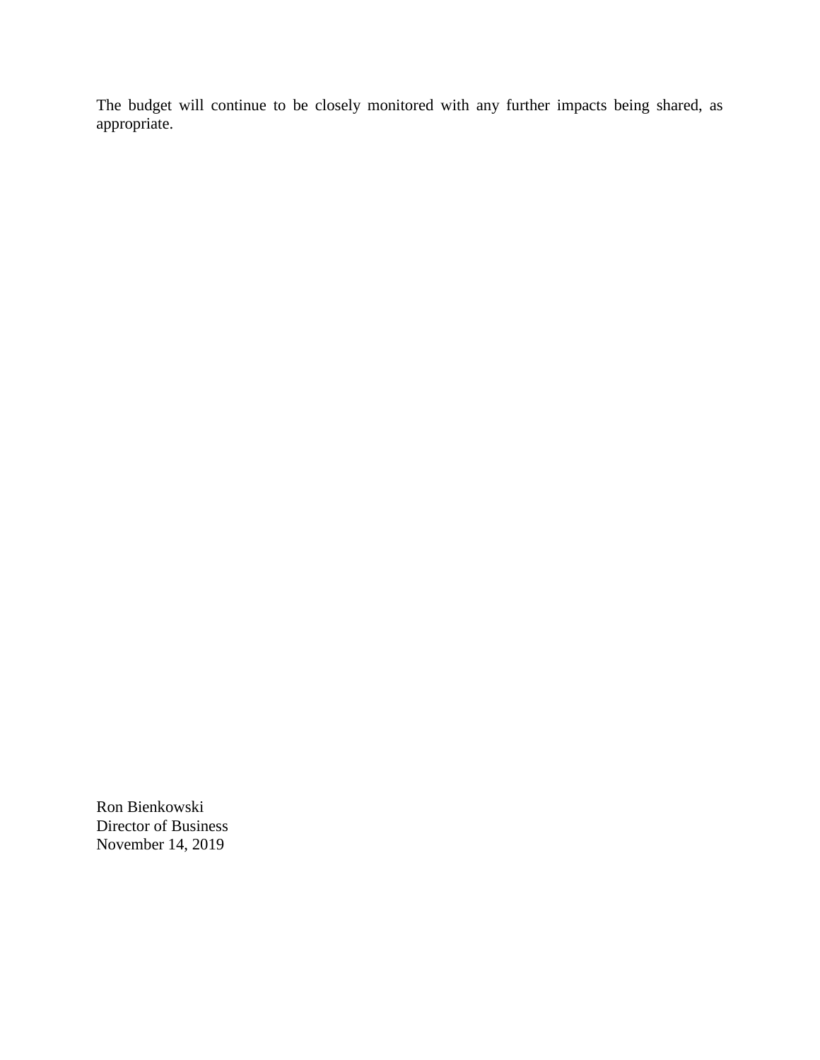The budget will continue to be closely monitored with any further impacts being shared, as appropriate.

Ron Bienkowski  
Director of Business  
November 14, 2019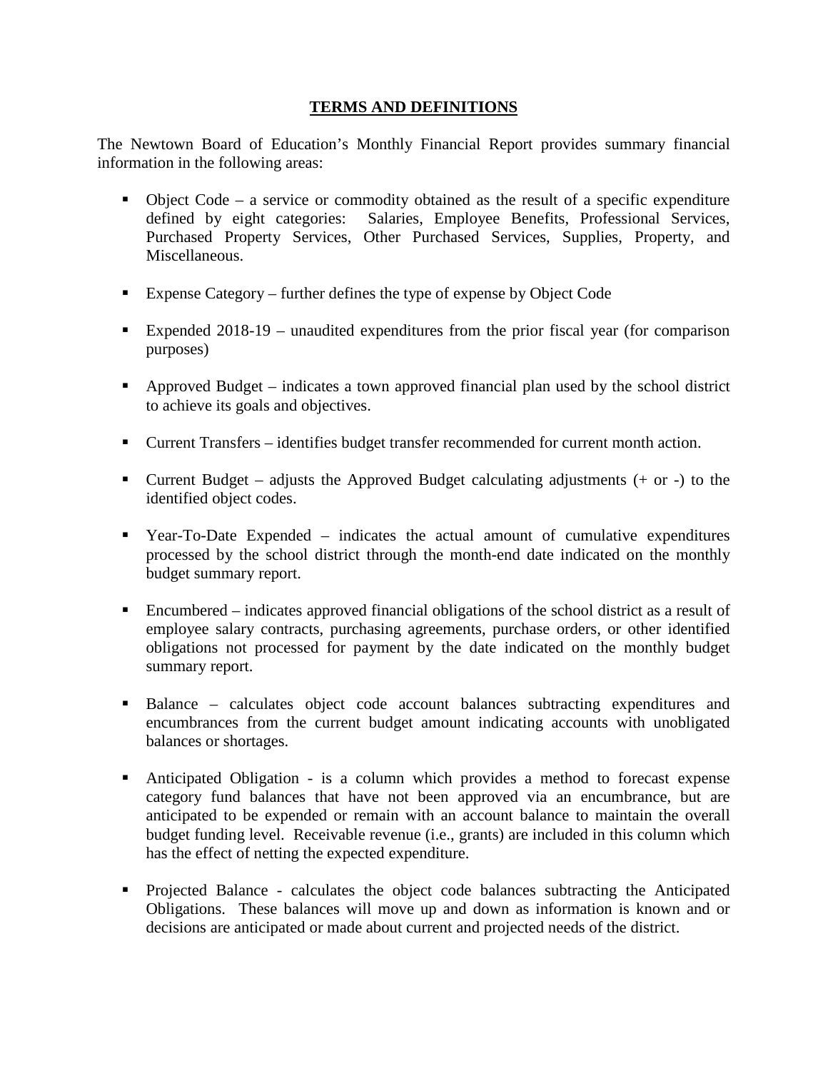## TERMS AND DEFINITIONS

The Newtown Board of Education's Monthly Financial Report provides summary financial information in the following areas:

- Object Code – a service or commodity obtained as the result of a specific expenditure defined by eight categories: Salaries, Employee Benefits, Professional Services, Purchased Property Services, Other Purchased Services, Supplies, Property, and Miscellaneous.
- Expense Category – further defines the type of expense by Object Code
- Expended 2018-19 – unaudited expenditures from the prior fiscal year (for comparison purposes)
- Approved Budget – indicates a town approved financial plan used by the school district to achieve its goals and objectives.
- Current Transfers – identifies budget transfer recommended for current month action.
- Current Budget – adjusts the Approved Budget calculating adjustments (+ or -) to the identified object codes.
- Year-To-Date Expended – indicates the actual amount of cumulative expenditures processed by the school district through the month-end date indicated on the monthly budget summary report.
- Encumbered – indicates approved financial obligations of the school district as a result of employee salary contracts, purchasing agreements, purchase orders, or other identified obligations not processed for payment by the date indicated on the monthly budget summary report.
- Balance – calculates object code account balances subtracting expenditures and encumbrances from the current budget amount indicating accounts with unobligated balances or shortages.
- Anticipated Obligation - is a column which provides a method to forecast expense category fund balances that have not been approved via an encumbrance, but are anticipated to be expended or remain with an account balance to maintain the overall budget funding level. Receivable revenue (i.e., grants) are included in this column which has the effect of netting the expected expenditure.
- Projected Balance - calculates the object code balances subtracting the Anticipated Obligations. These balances will move up and down as information is known and or decisions are anticipated or made about current and projected needs of the district.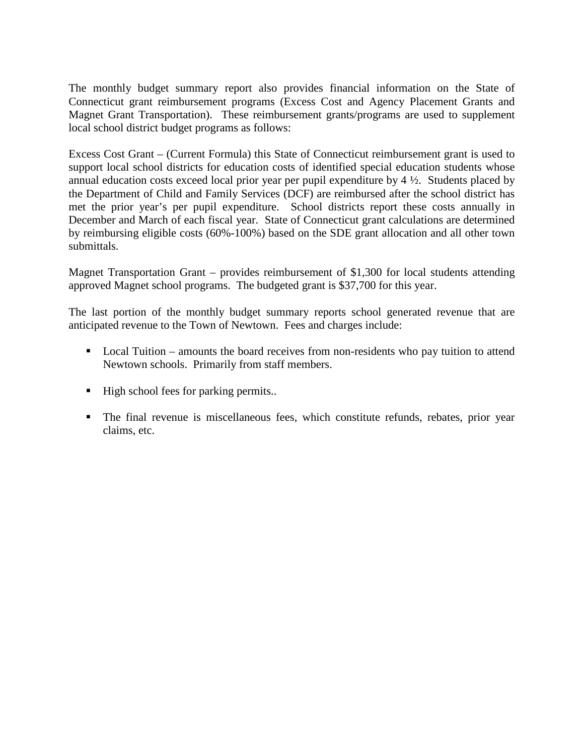The monthly budget summary report also provides financial information on the State of Connecticut grant reimbursement programs (Excess Cost and Agency Placement Grants and Magnet Grant Transportation). These reimbursement grants/programs are used to supplement local school district budget programs as follows:

Excess Cost Grant – (Current Formula) this State of Connecticut reimbursement grant is used to support local school districts for education costs of identified special education students whose annual education costs exceed local prior year per pupil expenditure by 4 ½. Students placed by the Department of Child and Family Services (DCF) are reimbursed after the school district has met the prior year's per pupil expenditure. School districts report these costs annually in December and March of each fiscal year. State of Connecticut grant calculations are determined by reimbursing eligible costs (60%-100%) based on the SDE grant allocation and all other town submittals.

Magnet Transportation Grant – provides reimbursement of $1,300 for local students attending approved Magnet school programs. The budgeted grant is $37,700 for this year.

The last portion of the monthly budget summary reports school generated revenue that are anticipated revenue to the Town of Newtown. Fees and charges include:

- Local Tuition – amounts the board receives from non-residents who pay tuition to attend Newtown schools. Primarily from staff members.

- High school fees for parking permits..

- The final revenue is miscellaneous fees, which constitute refunds, rebates, prior year claims, etc.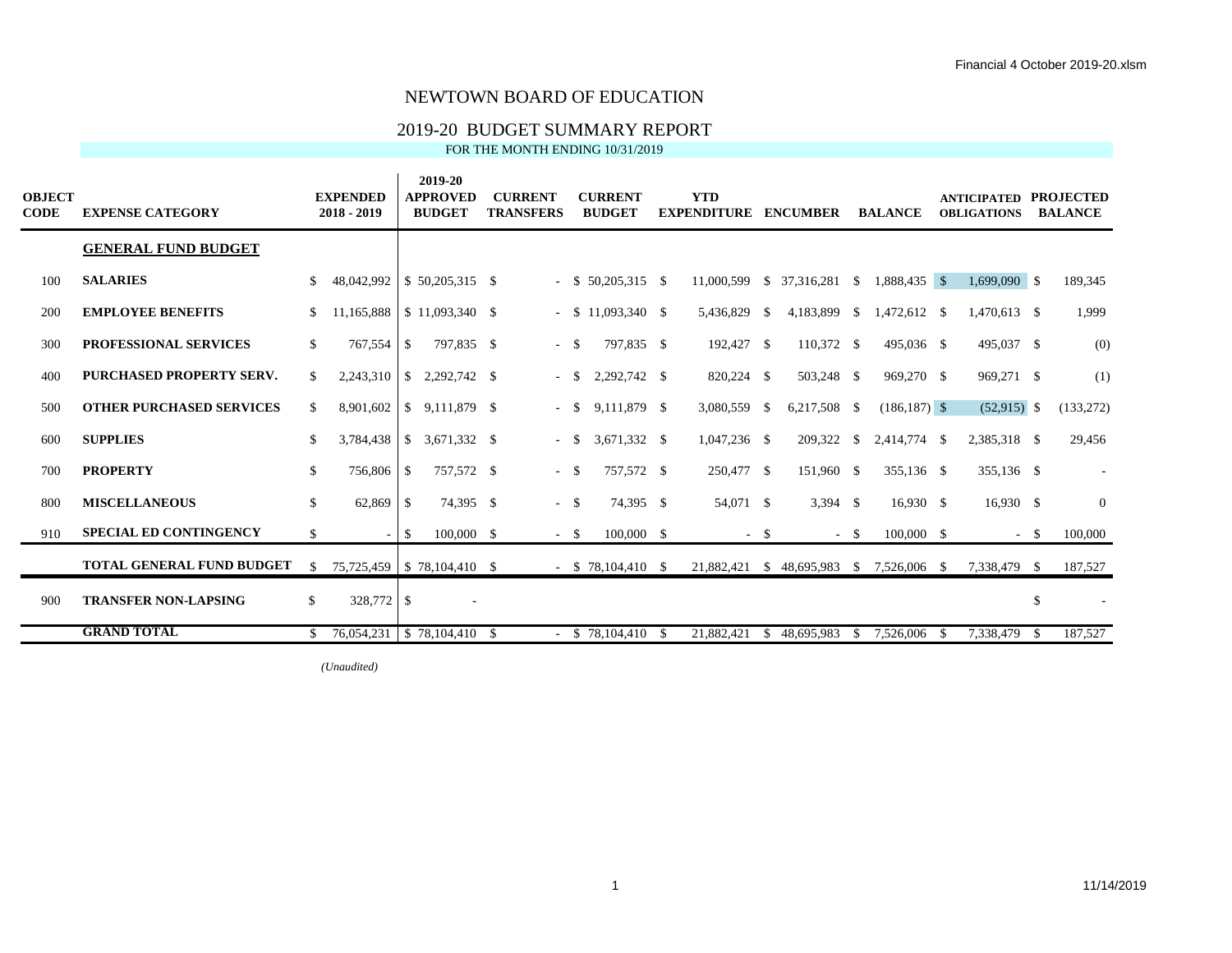# NEWTOWN BOARD OF EDUCATION

## 2019-20 BUDGET SUMMARY REPORT

FOR THE MONTH ENDING 10/31/2019

| OBJECT CODE | EXPENSE CATEGORY | EXPENDED 2018 - 2019 | 2019-20 APPROVED BUDGET | CURRENT TRANSFERS | CURRENT BUDGET | YTD EXPENDITURE | ENCUMBER | BALANCE | ANTICIPATED OBLIGATIONS | PROJECTED BALANCE |
|---|---|---|---|---|---|---|---|---|---|---|
| | **GENERAL FUND BUDGET** | | | | | | | | | |
| 100 | **SALARIES** | $ 48,042,992 | $ 50,205,315 | $ - | $ 50,205,315 | $ 11,000,599 | $ 37,316,281 | $ 1,888,435 | $ 1,699,090 | $ 189,345 |
| 200 | **EMPLOYEE BENEFITS** | $ 11,165,888 | $ 11,093,340 | $ - | $ 11,093,340 | $ 5,436,829 | $ 4,183,899 | $ 1,472,612 | $ 1,470,613 | $ 1,999 |
| 300 | **PROFESSIONAL SERVICES** | $ 767,554 | $ 797,835 | $ - | $ 797,835 | $ 192,427 | $ 110,372 | $ 495,036 | $ 495,037 | $ (0) |
| 400 | **PURCHASED PROPERTY SERV.** | $ 2,243,310 | $ 2,292,742 | $ - | $ 2,292,742 | $ 820,224 | $ 503,248 | $ 969,270 | $ 969,271 | $ (1) |
| 500 | **OTHER PURCHASED SERVICES** | $ 8,901,602 | $ 9,111,879 | $ - | $ 9,111,879 | $ 3,080,559 | $ 6,217,508 | $ (186,187) | $ (52,915) | $ (133,272) |
| 600 | **SUPPLIES** | $ 3,784,438 | $ 3,671,332 | $ - | $ 3,671,332 | $ 1,047,236 | $ 209,322 | $ 2,414,774 | $ 2,385,318 | $ 29,456 |
| 700 | **PROPERTY** | $ 756,806 | $ 757,572 | $ - | $ 757,572 | $ 250,477 | $ 151,960 | $ 355,136 | $ 355,136 | $ - |
| 800 | **MISCELLANEOUS** | $ 62,869 | $ 74,395 | $ - | $ 74,395 | $ 54,071 | $ 3,394 | $ 16,930 | $ 16,930 | $ 0 |
| 910 | **SPECIAL ED CONTINGENCY** | $ - | $ 100,000 | $ - | $ 100,000 | $ - | $ - | $ 100,000 | $ - | $ 100,000 |
| | **TOTAL GENERAL FUND BUDGET** | $ 75,725,459 | $ 78,104,410 | $ - | $ 78,104,410 | $ 21,882,421 | $ 48,695,983 | $ 7,526,006 | $ 7,338,479 | $ 187,527 |
| 900 | **TRANSFER NON-LAPSING** | $ 328,772 | $ - | | | | | | | $ - |
| | **GRAND TOTAL** | $ 76,054,231 | $ 78,104,410 | $ - | $ 78,104,410 | $ 21,882,421 | $ 48,695,983 | $ 7,526,006 | $ 7,338,479 | $ 187,527 |

*(Unaudited)*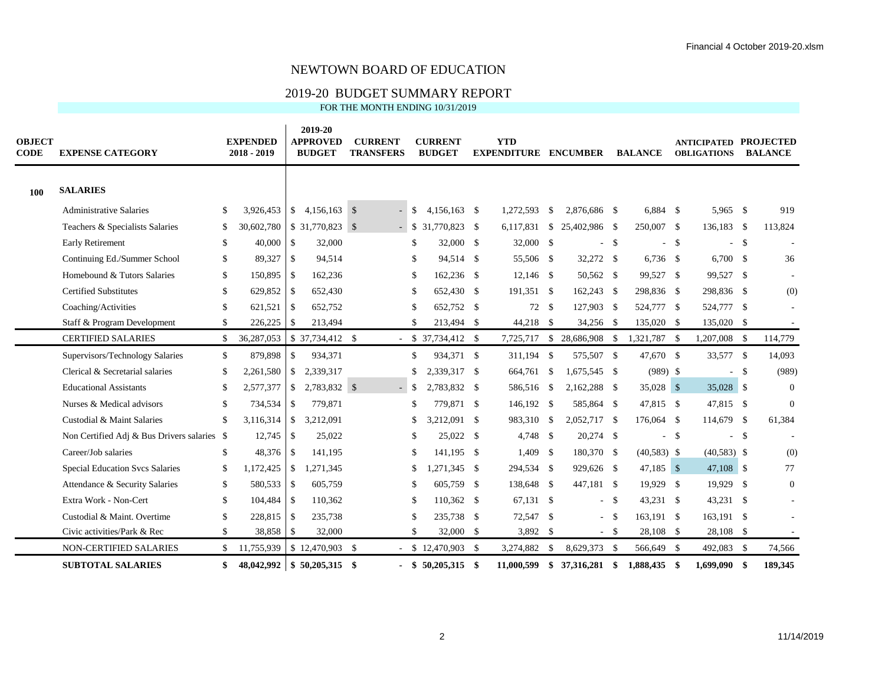# NEWTOWN BOARD OF EDUCATION

## 2019-20 BUDGET SUMMARY REPORT

FOR THE MONTH ENDING 10/31/2019

| OBJECT CODE | EXPENSE CATEGORY | EXPENDED 2018 - 2019 | 2019-20 APPROVED BUDGET | CURRENT TRANSFERS | CURRENT BUDGET | YTD EXPENDITURE | ENCUMBER | BALANCE | ANTICIPATED OBLIGATIONS | PROJECTED BALANCE |
|---|---|---|---|---|---|---|---|---|---|---|
| **100** | **SALARIES** | | | | | | | | | |
| | Administrative Salaries | $ 3,926,453 | $ 4,156,163 | $ - | $ 4,156,163 | $ 1,272,593 | $ 2,876,686 | $ 6,884 | $ 5,965 | $ 919 |
| | Teachers & Specialists Salaries | $ 30,602,780 | $ 31,770,823 | $ - | $ 31,770,823 | $ 6,117,831 | $ 25,402,986 | $ 250,007 | $ 136,183 | $ 113,824 |
| | Early Retirement | $ 40,000 | $ 32,000 | | $ 32,000 | $ 32,000 | $ - | $ - | $ - | $ - |
| | Continuing Ed./Summer School | $ 89,327 | $ 94,514 | | $ 94,514 | $ 55,506 | $ 32,272 | $ 6,736 | $ 6,700 | $ 36 |
| | Homebound & Tutors Salaries | $ 150,895 | $ 162,236 | | $ 162,236 | $ 12,146 | $ 50,562 | $ 99,527 | $ 99,527 | $ - |
| | Certified Substitutes | $ 629,852 | $ 652,430 | | $ 652,430 | $ 191,351 | $ 162,243 | $ 298,836 | $ 298,836 | $ (0) |
| | Coaching/Activities | $ 621,521 | $ 652,752 | | $ 652,752 | $ 72 | $ 127,903 | $ 524,777 | $ 524,777 | $ - |
| | Staff & Program Development | $ 226,225 | $ 213,494 | | $ 213,494 | $ 44,218 | $ 34,256 | $ 135,020 | $ 135,020 | $ - |
| | CERTIFIED SALARIES | $ 36,287,053 | $ 37,734,412 | $ - | $ 37,734,412 | $ 7,725,717 | $ 28,686,908 | $ 1,321,787 | $ 1,207,008 | $ 114,779 |
| | Supervisors/Technology Salaries | $ 879,898 | $ 934,371 | | $ 934,371 | $ 311,194 | $ 575,507 | $ 47,670 | $ 33,577 | $ 14,093 |
| | Clerical & Secretarial salaries | $ 2,261,580 | $ 2,339,317 | | $ 2,339,317 | $ 664,761 | $ 1,675,545 | $ (989) | $ - | $ (989) |
| | Educational Assistants | $ 2,577,377 | $ 2,783,832 | $ - | $ 2,783,832 | $ 586,516 | $ 2,162,288 | $ 35,028 | $ 35,028 | $ 0 |
| | Nurses & Medical advisors | $ 734,534 | $ 779,871 | | $ 779,871 | $ 146,192 | $ 585,864 | $ 47,815 | $ 47,815 | $ 0 |
| | Custodial & Maint Salaries | $ 3,116,314 | $ 3,212,091 | | $ 3,212,091 | $ 983,310 | $ 2,052,717 | $ 176,064 | $ 114,679 | $ 61,384 |
| | Non Certified Adj & Bus Drivers salaries | $ 12,745 | $ 25,022 | | $ 25,022 | $ 4,748 | $ 20,274 | $ - | $ - | $ - |
| | Career/Job salaries | $ 48,376 | $ 141,195 | | $ 141,195 | $ 1,409 | $ 180,370 | $ (40,583) | $ (40,583) | $ (0) |
| | Special Education Svcs Salaries | $ 1,172,425 | $ 1,271,345 | | $ 1,271,345 | $ 294,534 | $ 929,626 | $ 47,185 | $ 47,108 | $ 77 |
| | Attendance & Security Salaries | $ 580,533 | $ 605,759 | | $ 605,759 | $ 138,648 | $ 447,181 | $ 19,929 | $ 19,929 | $ 0 |
| | Extra Work - Non-Cert | $ 104,484 | $ 110,362 | | $ 110,362 | $ 67,131 | $ - | $ 43,231 | $ 43,231 | $ - |
| | Custodial & Maint. Overtime | $ 228,815 | $ 235,738 | | $ 235,738 | $ 72,547 | $ - | $ 163,191 | $ 163,191 | $ - |
| | Civic activities/Park & Rec | $ 38,858 | $ 32,000 | | $ 32,000 | $ 3,892 | $ - | $ 28,108 | $ 28,108 | $ - |
| | NON-CERTIFIED SALARIES | $ 11,755,939 | $ 12,470,903 | $ - | $ 12,470,903 | $ 3,274,882 | $ 8,629,373 | $ 566,649 | $ 492,083 | $ 74,566 |
| | **SUBTOTAL SALARIES** | **$ 48,042,992** | **$ 50,205,315** | **$ -** | **$ 50,205,315** | **$ 11,000,599** | **$ 37,316,281** | **$ 1,888,435** | **$ 1,699,090** | **$ 189,345** |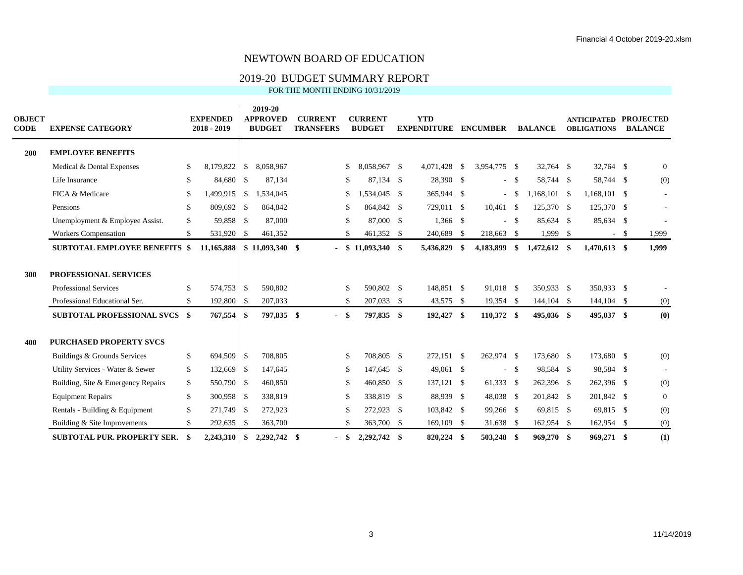# NEWTOWN BOARD OF EDUCATION

## 2019-20 BUDGET SUMMARY REPORT

FOR THE MONTH ENDING 10/31/2019

| OBJECT CODE | EXPENSE CATEGORY | EXPENDED 2018 - 2019 | 2019-20 APPROVED BUDGET | CURRENT TRANSFERS | CURRENT BUDGET | YTD EXPENDITURE | ENCUMBER | BALANCE | ANTICIPATED OBLIGATIONS | PROJECTED BALANCE |
|---|---|---|---|---|---|---|---|---|---|---|
| **200** | **EMPLOYEE BENEFITS** | | | | | | | | | |
| | Medical & Dental Expenses | $ 8,179,822 | $ 8,058,967 | | $ 8,058,967 | $ 4,071,428 | $ 3,954,775 | $ 32,764 | $ 32,764 | $ 0 |
| | Life Insurance | $ 84,680 | $ 87,134 | | $ 87,134 | $ 28,390 | $ - | $ 58,744 | $ 58,744 | $ (0) |
| | FICA & Medicare | $ 1,499,915 | $ 1,534,045 | | $ 1,534,045 | $ 365,944 | $ - | $ 1,168,101 | $ 1,168,101 | $ - |
| | Pensions | $ 809,692 | $ 864,842 | | $ 864,842 | $ 729,011 | $ 10,461 | $ 125,370 | $ 125,370 | $ - |
| | Unemployment & Employee Assist. | $ 59,858 | $ 87,000 | | $ 87,000 | $ 1,366 | $ - | $ 85,634 | $ 85,634 | $ - |
| | Workers Compensation | $ 531,920 | $ 461,352 | | $ 461,352 | $ 240,689 | $ 218,663 | $ 1,999 | $ - | $ 1,999 |
| | **SUBTOTAL EMPLOYEE BENEFITS** | **$ 11,165,888** | **$ 11,093,340** | **$ -** | **$ 11,093,340** | **$ 5,436,829** | **$ 4,183,899** | **$ 1,472,612** | **$ 1,470,613** | **$ 1,999** |
| **300** | **PROFESSIONAL SERVICES** | | | | | | | | | |
| | Professional Services | $ 574,753 | $ 590,802 | | $ 590,802 | $ 148,851 | $ 91,018 | $ 350,933 | $ 350,933 | $ - |
| | Professional Educational Ser. | $ 192,800 | $ 207,033 | | $ 207,033 | $ 43,575 | $ 19,354 | $ 144,104 | $ 144,104 | $ (0) |
| | **SUBTOTAL PROFESSIONAL SVCS** | **$ 767,554** | **$ 797,835** | **$ -** | **$ 797,835** | **$ 192,427** | **$ 110,372** | **$ 495,036** | **$ 495,037** | **$ (0)** |
| **400** | **PURCHASED PROPERTY SVCS** | | | | | | | | | |
| | Buildings & Grounds Services | $ 694,509 | $ 708,805 | | $ 708,805 | $ 272,151 | $ 262,974 | $ 173,680 | $ 173,680 | $ (0) |
| | Utility Services - Water & Sewer | $ 132,669 | $ 147,645 | | $ 147,645 | $ 49,061 | $ - | $ 98,584 | $ 98,584 | $ - |
| | Building, Site & Emergency Repairs | $ 550,790 | $ 460,850 | | $ 460,850 | $ 137,121 | $ 61,333 | $ 262,396 | $ 262,396 | $ (0) |
| | Equipment Repairs | $ 300,958 | $ 338,819 | | $ 338,819 | $ 88,939 | $ 48,038 | $ 201,842 | $ 201,842 | $ 0 |
| | Rentals - Building & Equipment | $ 271,749 | $ 272,923 | | $ 272,923 | $ 103,842 | $ 99,266 | $ 69,815 | $ 69,815 | $ (0) |
| | Building & Site Improvements | $ 292,635 | $ 363,700 | | $ 363,700 | $ 169,109 | $ 31,638 | $ 162,954 | $ 162,954 | $ (0) |
| | **SUBTOTAL PUR. PROPERTY SER.** | **$ 2,243,310** | **$ 2,292,742** | **$ -** | **$ 2,292,742** | **$ 820,224** | **$ 503,248** | **$ 969,270** | **$ 969,271** | **$ (1)** |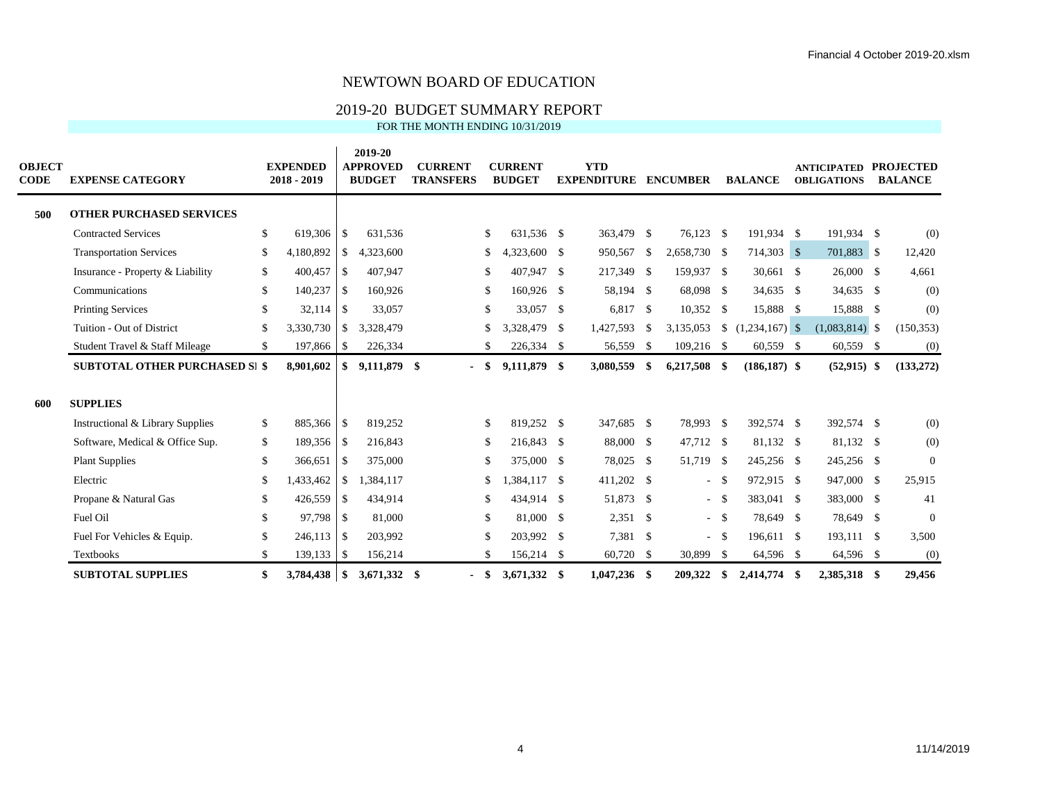# NEWTOWN BOARD OF EDUCATION

## 2019-20 BUDGET SUMMARY REPORT

FOR THE MONTH ENDING 10/31/2019

| OBJECT CODE | EXPENSE CATEGORY | EXPENDED 2018 - 2019 | 2019-20 APPROVED BUDGET | CURRENT TRANSFERS | CURRENT BUDGET | YTD EXPENDITURE | ENCUMBER | BALANCE | ANTICIPATED OBLIGATIONS | PROJECTED BALANCE |
|---|---|---|---|---|---|---|---|---|---|---|
| **500** | **OTHER PURCHASED SERVICES** | | | | | | | | | |
| | Contracted Services | $ 619,306 | $ 631,536 | | $ 631,536 | $ 363,479 | $ 76,123 | $ 191,934 | $ 191,934 | $ (0) |
| | Transportation Services | $ 4,180,892 | $ 4,323,600 | | $ 4,323,600 | $ 950,567 | $ 2,658,730 | $ 714,303 | $ 701,883 | $ 12,420 |
| | Insurance - Property & Liability | $ 400,457 | $ 407,947 | | $ 407,947 | $ 217,349 | $ 159,937 | $ 30,661 | $ 26,000 | $ 4,661 |
| | Communications | $ 140,237 | $ 160,926 | | $ 160,926 | $ 58,194 | $ 68,098 | $ 34,635 | $ 34,635 | $ (0) |
| | Printing Services | $ 32,114 | $ 33,057 | | $ 33,057 | $ 6,817 | $ 10,352 | $ 15,888 | $ 15,888 | $ (0) |
| | Tuition - Out of District | $ 3,330,730 | $ 3,328,479 | | $ 3,328,479 | $ 1,427,593 | $ 3,135,053 | $ (1,234,167) | $ (1,083,814) | $ (150,353) |
| | Student Travel & Staff Mileage | $ 197,866 | $ 226,334 | | $ 226,334 | $ 56,559 | $ 109,216 | $ 60,559 | $ 60,559 | $ (0) |
| | **SUBTOTAL OTHER PURCHASED SI** | **$ 8,901,602** | **$ 9,111,879** | **$ -** | **$ 9,111,879** | **$ 3,080,559** | **$ 6,217,508** | **$ (186,187)** | **$ (52,915)** | **$ (133,272)** |
| **600** | **SUPPLIES** | | | | | | | | | |
| | Instructional & Library Supplies | $ 885,366 | $ 819,252 | | $ 819,252 | $ 347,685 | $ 78,993 | $ 392,574 | $ 392,574 | $ (0) |
| | Software, Medical & Office Sup. | $ 189,356 | $ 216,843 | | $ 216,843 | $ 88,000 | $ 47,712 | $ 81,132 | $ 81,132 | $ (0) |
| | Plant Supplies | $ 366,651 | $ 375,000 | | $ 375,000 | $ 78,025 | $ 51,719 | $ 245,256 | $ 245,256 | $ 0 |
| | Electric | $ 1,433,462 | $ 1,384,117 | | $ 1,384,117 | $ 411,202 | $ - | $ 972,915 | $ 947,000 | $ 25,915 |
| | Propane & Natural Gas | $ 426,559 | $ 434,914 | | $ 434,914 | $ 51,873 | $ - | $ 383,041 | $ 383,000 | $ 41 |
| | Fuel Oil | $ 97,798 | $ 81,000 | | $ 81,000 | $ 2,351 | $ - | $ 78,649 | $ 78,649 | $ 0 |
| | Fuel For Vehicles & Equip. | $ 246,113 | $ 203,992 | | $ 203,992 | $ 7,381 | $ - | $ 196,611 | $ 193,111 | $ 3,500 |
| | Textbooks | $ 139,133 | $ 156,214 | | $ 156,214 | $ 60,720 | $ 30,899 | $ 64,596 | $ 64,596 | $ (0) |
| | **SUBTOTAL SUPPLIES** | **$ 3,784,438** | **$ 3,671,332** | **$ -** | **$ 3,671,332** | **$ 1,047,236** | **$ 209,322** | **$ 2,414,774** | **$ 2,385,318** | **$ 29,456** |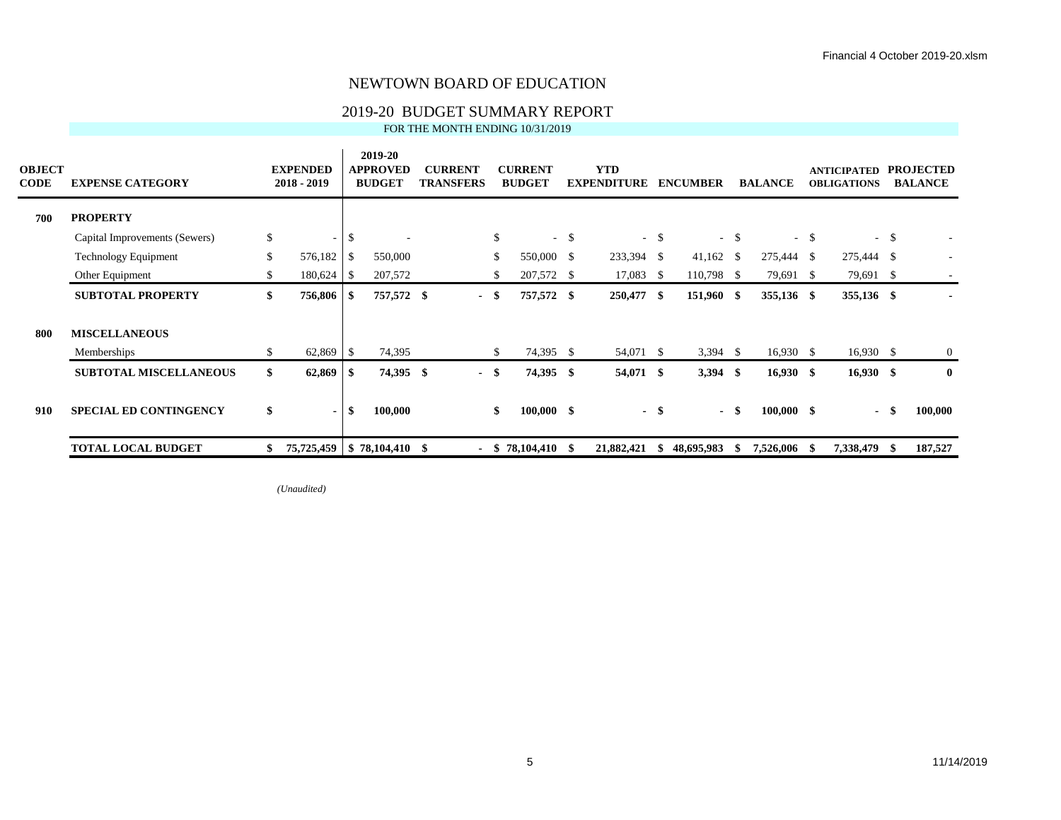Financial 4 October 2019-20.xlsm

# NEWTOWN BOARD OF EDUCATION

## 2019-20 BUDGET SUMMARY REPORT

FOR THE MONTH ENDING 10/31/2019

| OBJECT CODE | EXPENSE CATEGORY | EXPENDED 2018 - 2019 | 2019-20 APPROVED BUDGET | CURRENT TRANSFERS | CURRENT BUDGET | YTD EXPENDITURE | ENCUMBER | BALANCE | ANTICIPATED OBLIGATIONS | PROJECTED BALANCE |
|---|---|---|---|---|---|---|---|---|---|---|
| **700** | **PROPERTY** | | | | | | | | | |
| | Capital Improvements (Sewers) | $ - | $ - | | $ - | $ - | $ - | $ - | $ - | $ - |
| | Technology Equipment | $ 576,182 | $ 550,000 | | $ 550,000 | $ 233,394 | $ 41,162 | $ 275,444 | $ 275,444 | $ - |
| | Other Equipment | $ 180,624 | $ 207,572 | | $ 207,572 | $ 17,083 | $ 110,798 | $ 79,691 | $ 79,691 | $ - |
| | **SUBTOTAL PROPERTY** | **$ 756,806** | **$ 757,572** | **$ -** | **$ 757,572** | **$ 250,477** | **$ 151,960** | **$ 355,136** | **$ 355,136** | **$ -** |
| **800** | **MISCELLANEOUS** | | | | | | | | | |
| | Memberships | $ 62,869 | $ 74,395 | | $ 74,395 | $ 54,071 | $ 3,394 | $ 16,930 | $ 16,930 | $ 0 |
| | **SUBTOTAL MISCELLANEOUS** | **$ 62,869** | **$ 74,395** | **$ -** | **$ 74,395** | **$ 54,071** | **$ 3,394** | **$ 16,930** | **$ 16,930** | **$ 0** |
| **910** | **SPECIAL ED CONTINGENCY** | **$ -** | **$ 100,000** | | **$ 100,000** | **$ -** | **$ -** | **$ 100,000** | **$ -** | **$ 100,000** |
| | **TOTAL LOCAL BUDGET** | **$ 75,725,459** | **$ 78,104,410** | **$ -** | **$ 78,104,410** | **$ 21,882,421** | **$ 48,695,983** | **$ 7,526,006** | **$ 7,338,479** | **$ 187,527** |

*(Unaudited)*

11/14/2019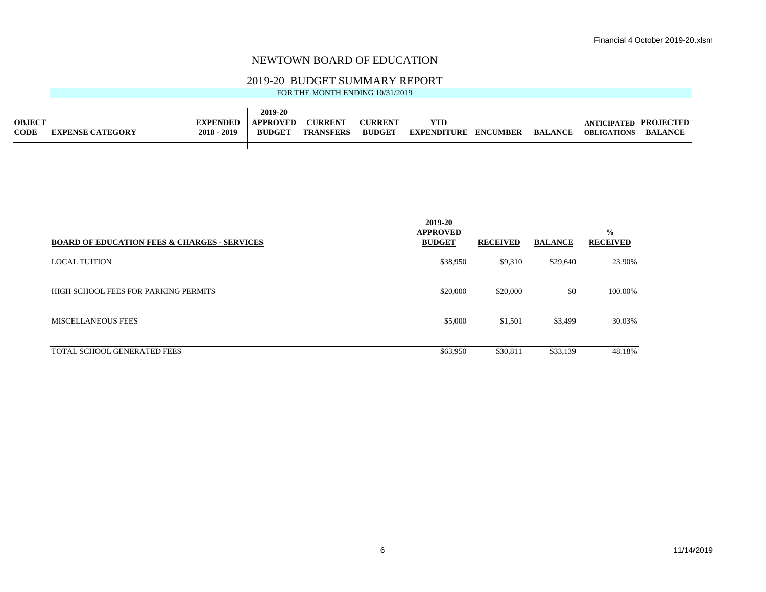# NEWTOWN BOARD OF EDUCATION

## 2019-20 BUDGET SUMMARY REPORT

FOR THE MONTH ENDING 10/31/2019

| OBJECT CODE | EXPENSE CATEGORY | EXPENDED 2018 - 2019 | 2019-20 APPROVED BUDGET | CURRENT TRANSFERS | CURRENT BUDGET | YTD EXPENDITURE | ENCUMBER | BALANCE | ANTICIPATED OBLIGATIONS | PROJECTED BALANCE |
|---|---|---|---|---|---|---|---|---|---|---|

| BOARD OF EDUCATION FEES & CHARGES - SERVICES | 2019-20 APPROVED BUDGET | RECEIVED | BALANCE | % RECEIVED |
|---|---|---|---|---|
| LOCAL TUITION | $38,950 | $9,310 | $29,640 | 23.90% |
| HIGH SCHOOL FEES FOR PARKING PERMITS | $20,000 | $20,000 | $0 | 100.00% |
| MISCELLANEOUS FEES | $5,000 | $1,501 | $3,499 | 30.03% |
| TOTAL SCHOOL GENERATED FEES | $63,950 | $30,811 | $33,139 | 48.18% |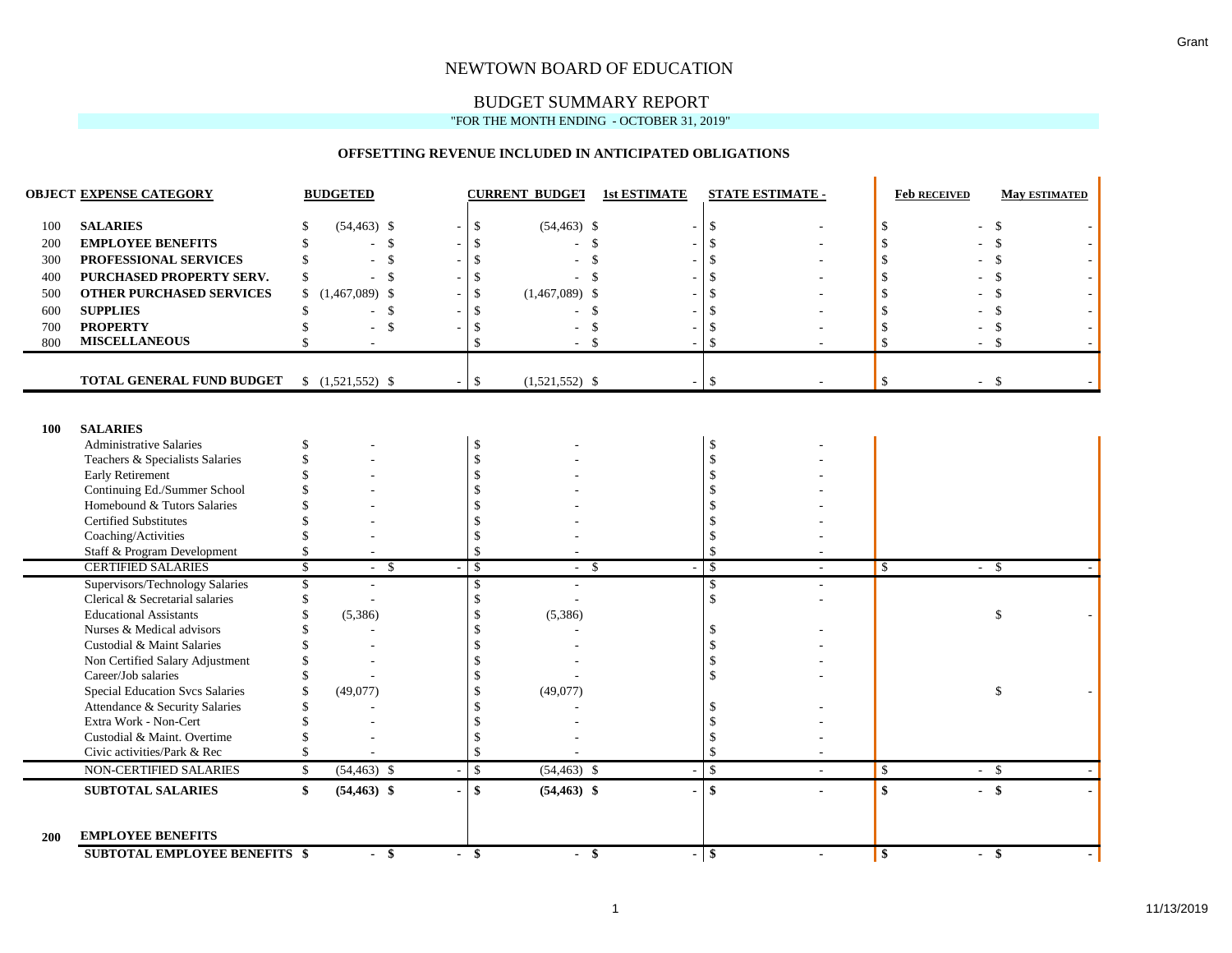Grant

# NEWTOWN BOARD OF EDUCATION

## BUDGET SUMMARY REPORT

"FOR THE MONTH ENDING - OCTOBER 31, 2019"

### OFFSETTING REVENUE INCLUDED IN ANTICIPATED OBLIGATIONS

| OBJECT | EXPENSE CATEGORY | BUDGETED | | CURRENT BUDGET | 1st ESTIMATE | STATE ESTIMATE - | Feb RECEIVED | May ESTIMATED |
|---|---|---|---|---|---|---|---|---|
| 100 | **SALARIES** | $ (54,463) | $ - | $ (54,463) | $ - | $ - | $ - | $ - |
| 200 | **EMPLOYEE BENEFITS** | $ - | $ - | $ - | $ - | $ - | $ - | $ - |
| 300 | **PROFESSIONAL SERVICES** | $ - | $ - | $ - | $ - | $ - | $ - | $ - |
| 400 | **PURCHASED PROPERTY SERV.** | $ - | $ - | $ - | $ - | $ - | $ - | $ - |
| 500 | **OTHER PURCHASED SERVICES** | $ (1,467,089) | $ - | $ (1,467,089) | $ - | $ - | $ - | $ - |
| 600 | **SUPPLIES** | $ - | $ - | $ - | $ - | $ - | $ - | $ - |
| 700 | **PROPERTY** | $ - | $ - | $ - | $ - | $ - | $ - | $ - |
| 800 | **MISCELLANEOUS** | $ - | | $ - | $ - | $ - | $ - | $ - |
| | **TOTAL GENERAL FUND BUDGET** | $ (1,521,552) | $ - | $ (1,521,552) | $ - | $ - | $ - | $ - |

| OBJECT | EXPENSE CATEGORY | BUDGETED | | CURRENT BUDGET | 1st ESTIMATE | STATE ESTIMATE - | Feb RECEIVED | May ESTIMATED |
|---|---|---|---|---|---|---|---|---|
| **100** | **SALARIES** | | | | | | | |
| | Administrative Salaries | $ - | | $ - | | $ - | | |
| | Teachers & Specialists Salaries | $ - | | $ - | | $ - | | |
| | Early Retirement | $ - | | $ - | | $ - | | |
| | Continuing Ed./Summer School | $ - | | $ - | | $ - | | |
| | Homebound & Tutors Salaries | $ - | | $ - | | $ - | | |
| | Certified Substitutes | $ - | | $ - | | $ - | | |
| | Coaching/Activities | $ - | | $ - | | $ - | | |
| | Staff & Program Development | $ - | | $ - | | $ - | | |
| | CERTIFIED SALARIES | $ - | $ - | $ - | $ - | $ - | $ - | $ - |
| | Supervisors/Technology Salaries | $ - | | $ - | | $ - | | |
| | Clerical & Secretarial salaries | $ - | | $ - | | $ - | | |
| | Educational Assistants | $ (5,386) | | $ (5,386) | | | | $ - |
| | Nurses & Medical advisors | $ - | | $ - | | $ - | | |
| | Custodial & Maint Salaries | $ - | | $ - | | $ - | | |
| | Non Certified Salary Adjustment | $ - | | $ - | | $ - | | |
| | Career/Job salaries | $ - | | $ - | | $ - | | |
| | Special Education Svcs Salaries | $ (49,077) | | $ (49,077) | | | | $ - |
| | Attendance & Security Salaries | $ - | | $ - | | $ - | | |
| | Extra Work - Non-Cert | $ - | | $ - | | $ - | | |
| | Custodial & Maint. Overtime | $ - | | $ - | | $ - | | |
| | Civic activities/Park & Rec | $ - | | $ - | | $ - | | |
| | NON-CERTIFIED SALARIES | $ (54,463) | $ - | $ (54,463) | $ - | $ - | $ - | $ - |
| | **SUBTOTAL SALARIES** | **$ (54,463)** | **$ -** | **$ (54,463)** | **$ -** | **$ -** | **$ -** | **$ -** |
| **200** | **EMPLOYEE BENEFITS** | | | | | | | |
| | **SUBTOTAL EMPLOYEE BENEFITS** | **$ -** | **$ -** | **$ -** | **$ -** | **$ -** | **$ -** | **$ -** |

11/13/2019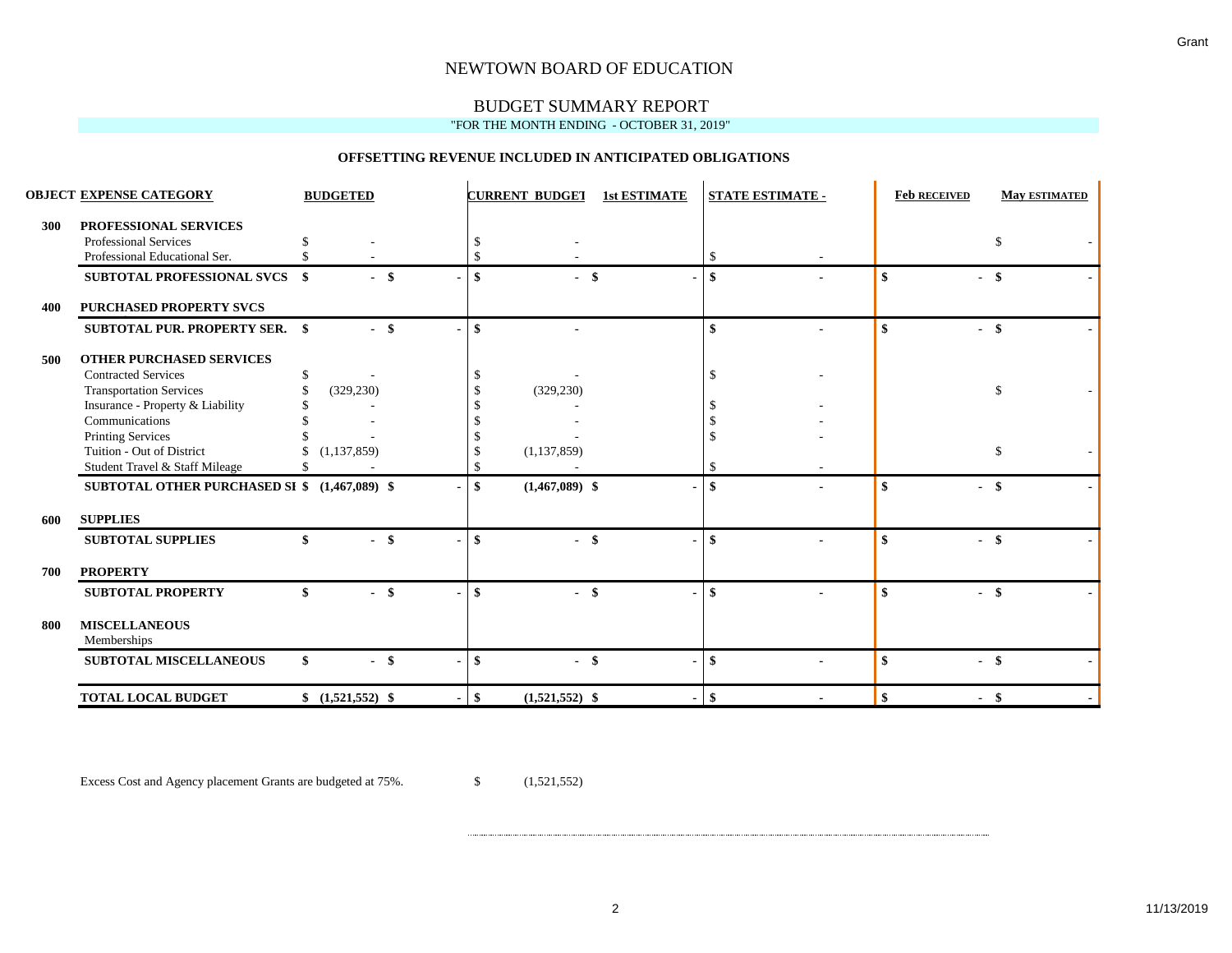Grant

# NEWTOWN BOARD OF EDUCATION

## BUDGET SUMMARY REPORT

"FOR THE MONTH ENDING - OCTOBER 31, 2019"

### OFFSETTING REVENUE INCLUDED IN ANTICIPATED OBLIGATIONS

| OBJECT | EXPENSE CATEGORY | BUDGETED | | CURRENT BUDGET | 1st ESTIMATE | STATE ESTIMATE - | Feb RECEIVED | May ESTIMATED |
|---|---|---|---|---|---|---|---|---|
| 300 | **PROFESSIONAL SERVICES** | | | | | | | |
| | Professional Services | $ - | | $ - | | | | $ - |
| | Professional Educational Ser. | $ - | | $ - | | $ - | | |
| | **SUBTOTAL PROFESSIONAL SVCS** | **$ -** | **$ -** | **$ -** | **$ -** | **$ -** | **$ -** | **$ -** |
| 400 | **PURCHASED PROPERTY SVCS** | | | | | | | |
| | **SUBTOTAL PUR. PROPERTY SER.** | **$ -** | **$ -** | **$ -** | | **$ -** | **$ -** | **$ -** |
| 500 | **OTHER PURCHASED SERVICES** | | | | | | | |
| | Contracted Services | $ - | | $ - | | $ - | | |
| | Transportation Services | $ (329,230) | | $ (329,230) | | | | $ - |
| | Insurance - Property & Liability | $ - | | $ - | | $ - | | |
| | Communications | $ - | | $ - | | $ - | | |
| | Printing Services | $ - | | $ - | | $ - | | |
| | Tuition - Out of District | $ (1,137,859) | | $ (1,137,859) | | | | $ - |
| | Student Travel & Staff Mileage | $ - | | $ - | | $ - | | |
| | **SUBTOTAL OTHER PURCHASED SI** | **$ (1,467,089)** | **$ -** | **$ (1,467,089)** | **$ -** | **$ -** | **$ -** | **$ -** |
| 600 | **SUPPLIES** | | | | | | | |
| | **SUBTOTAL SUPPLIES** | **$ -** | **$ -** | **$ -** | **$ -** | **$ -** | **$ -** | **$ -** |
| 700 | **PROPERTY** | | | | | | | |
| | **SUBTOTAL PROPERTY** | **$ -** | **$ -** | **$ -** | **$ -** | **$ -** | **$ -** | **$ -** |
| 800 | **MISCELLANEOUS** | | | | | | | |
| | Memberships | | | | | | | |
| | **SUBTOTAL MISCELLANEOUS** | **$ -** | **$ -** | **$ -** | **$ -** | **$ -** | **$ -** | **$ -** |
| | **TOTAL LOCAL BUDGET** | **$ (1,521,552)** | **$ -** | **$ (1,521,552)** | **$ -** | **$ -** | **$ -** | **$ -** |

Excess Cost and Agency placement Grants are budgeted at 75%. $ (1,521,552)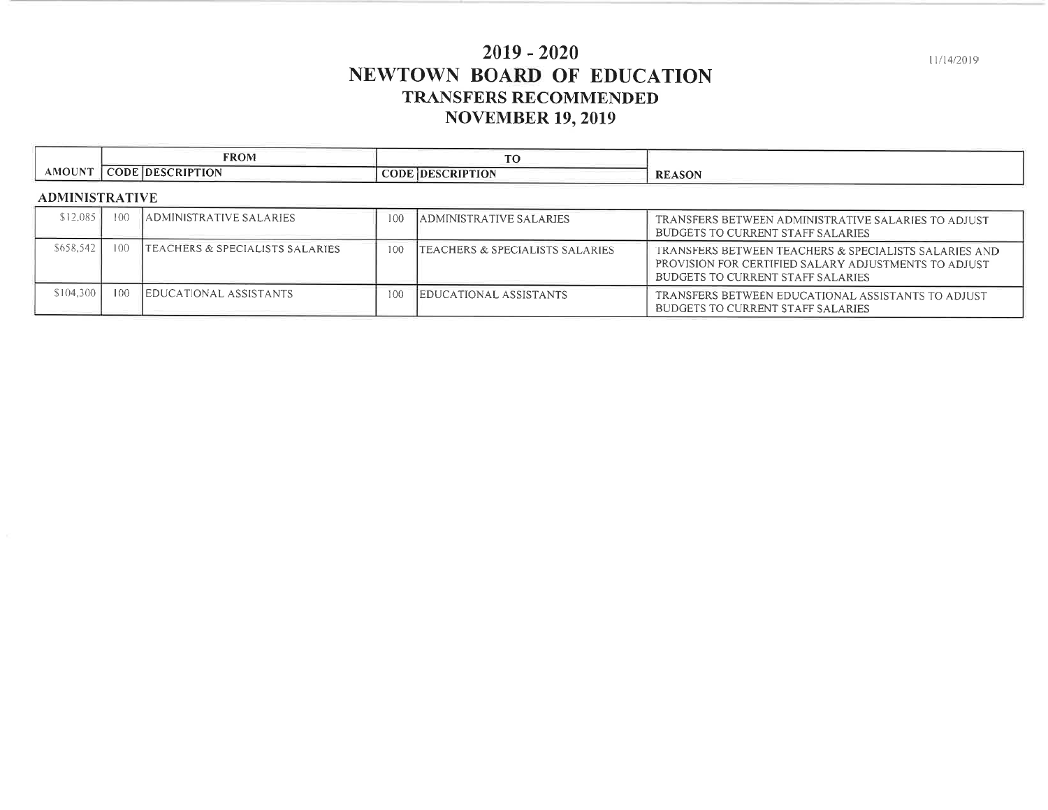# 2019 - 2020
# NEWTOWN BOARD OF EDUCATION
## TRANSFERS RECOMMENDED
## NOVEMBER 19, 2019

11/14/2019

| | FROM | | TO | | |
|---|---|---|---|---|---|
| AMOUNT | CODE | DESCRIPTION | CODE | DESCRIPTION | REASON |
| **ADMINISTRATIVE** | | | | | |
| $12,085 | 100 | ADMINISTRATIVE SALARIES | 100 | ADMINISTRATIVE SALARIES | TRANSFERS BETWEEN ADMINISTRATIVE SALARIES TO ADJUST BUDGETS TO CURRENT STAFF SALARIES |
| $658,542 | 100 | TEACHERS & SPECIALISTS SALARIES | 100 | TEACHERS & SPECIALISTS SALARIES | TRANSFERS BETWEEN TEACHERS & SPECIALISTS SALARIES AND PROVISION FOR CERTIFIED SALARY ADJUSTMENTS TO ADJUST BUDGETS TO CURRENT STAFF SALARIES |
| $104,300 | 100 | EDUCATIONAL ASSISTANTS | 100 | EDUCATIONAL ASSISTANTS | TRANSFERS BETWEEN EDUCATIONAL ASSISTANTS TO ADJUST BUDGETS TO CURRENT STAFF SALARIES |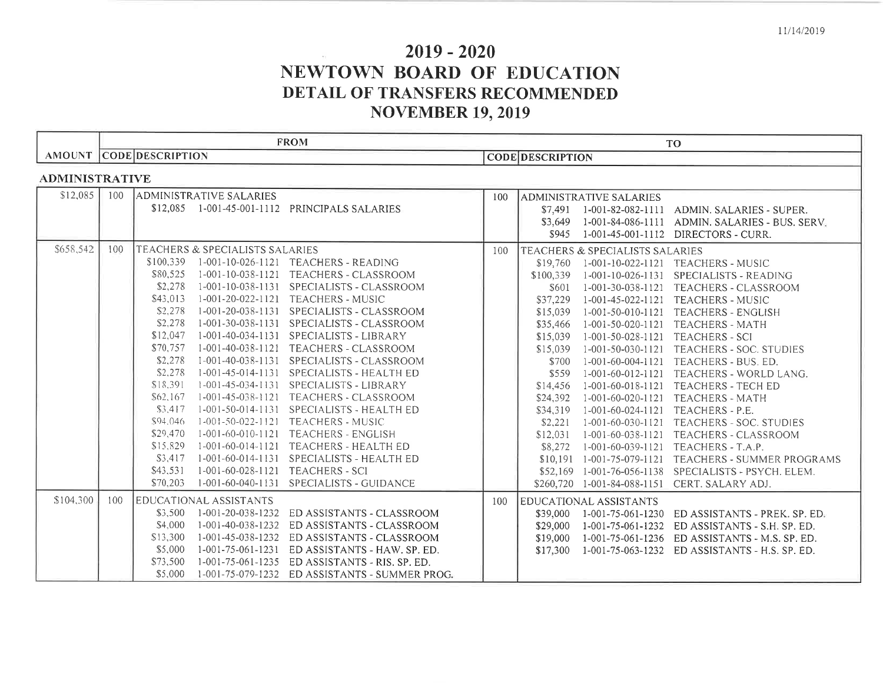# 2019 - 2020
# NEWTOWN BOARD OF EDUCATION
## DETAIL OF TRANSFERS RECOMMENDED
## NOVEMBER 19, 2019

| AMOUNT | FROM CODE | FROM DESCRIPTION | TO CODE | TO DESCRIPTION |
|---|---|---|---|---|
| **ADMINISTRATIVE** | | | | |
| $12,085 | 100 | ADMINISTRATIVE SALARIES<br>$12,085 1-001-45-001-1112 PRINCIPALS SALARIES | 100 | ADMINISTRATIVE SALARIES<br>$7,491 1-001-82-082-1111 ADMIN. SALARIES - SUPER.<br>$3,649 1-001-84-086-1111 ADMIN. SALARIES - BUS. SERV.<br>$945 1-001-45-001-1112 DIRECTORS - CURR. |
| $658,542 | 100 | TEACHERS & SPECIALISTS SALARIES<br>$100,339 1-001-10-026-1121 TEACHERS - READING<br>$80,525 1-001-10-038-1121 TEACHERS - CLASSROOM<br>$2,278 1-001-10-038-1131 SPECIALISTS - CLASSROOM<br>$43,013 1-001-20-022-1121 TEACHERS - MUSIC<br>$2,278 1-001-20-038-1131 SPECIALISTS - CLASSROOM<br>$2,278 1-001-30-038-1131 SPECIALISTS - CLASSROOM<br>$12,047 1-001-40-034-1131 SPECIALISTS - LIBRARY<br>$70,757 1-001-40-038-1121 TEACHERS - CLASSROOM<br>$2,278 1-001-40-038-1131 SPECIALISTS - CLASSROOM<br>$2,278 1-001-45-014-1131 SPECIALISTS - HEALTH ED<br>$18,391 1-001-45-034-1131 SPECIALISTS - LIBRARY<br>$62,167 1-001-45-038-1121 TEACHERS - CLASSROOM<br>$3,417 1-001-50-014-1131 SPECIALISTS - HEALTH ED<br>$94,046 1-001-50-022-1121 TEACHERS - MUSIC<br>$29,470 1-001-60-010-1121 TEACHERS - ENGLISH<br>$15,829 1-001-60-014-1121 TEACHERS - HEALTH ED<br>$3,417 1-001-60-014-1131 SPECIALISTS - HEALTH ED<br>$43,531 1-001-60-028-1121 TEACHERS - SCI<br>$70,203 1-001-60-040-1131 SPECIALISTS - GUIDANCE | 100 | TEACHERS & SPECIALISTS SALARIES<br>$19,760 1-001-10-022-1121 TEACHERS - MUSIC<br>$100,339 1-001-10-026-1131 SPECIALISTS - READING<br>$601 1-001-30-038-1121 TEACHERS - CLASSROOM<br>$37,229 1-001-45-022-1121 TEACHERS - MUSIC<br>$15,039 1-001-50-010-1121 TEACHERS - ENGLISH<br>$35,466 1-001-50-020-1121 TEACHERS - MATH<br>$15,039 1-001-50-028-1121 TEACHERS - SCI<br>$15,039 1-001-50-030-1121 TEACHERS - SOC. STUDIES<br>$700 1-001-60-004-1121 TEACHERS - BUS. ED.<br>$559 1-001-60-012-1121 TEACHERS - WORLD LANG.<br>$14,456 1-001-60-018-1121 TEACHERS - TECH ED<br>$24,392 1-001-60-020-1121 TEACHERS - MATH<br>$34,319 1-001-60-024-1121 TEACHERS - P.E.<br>$2,221 1-001-60-030-1121 TEACHERS - SOC. STUDIES<br>$12,031 1-001-60-038-1121 TEACHERS - CLASSROOM<br>$8,272 1-001-60-039-1121 TEACHERS - T.A.P.<br>$10,191 1-001-75-079-1121 TEACHERS - SUMMER PROGRAMS<br>$52,169 1-001-76-056-1138 SPECIALISTS - PSYCH. ELEM.<br>$260,720 1-001-84-088-1151 CERT. SALARY ADJ. |
| $104,300 | 100 | EDUCATIONAL ASSISTANTS<br>$3,500 1-001-20-038-1232 ED ASSISTANTS - CLASSROOM<br>$4,000 1-001-40-038-1232 ED ASSISTANTS - CLASSROOM<br>$13,300 1-001-45-038-1232 ED ASSISTANTS - CLASSROOM<br>$5,000 1-001-75-061-1231 ED ASSISTANTS - HAW. SP. ED.<br>$73,500 1-001-75-061-1235 ED ASSISTANTS - RIS. SP. ED.<br>$5,000 1-001-75-079-1232 ED ASSISTANTS - SUMMER PROG. | 100 | EDUCATIONAL ASSISTANTS<br>$39,000 1-001-75-061-1230 ED ASSISTANTS - PREK. SP. ED.<br>$29,000 1-001-75-061-1232 ED ASSISTANTS - S.H. SP. ED.<br>$19,000 1-001-75-061-1236 ED ASSISTANTS - M.S. SP. ED.<br>$17,300 1-001-75-063-1232 ED ASSISTANTS - H.S. SP. ED. |